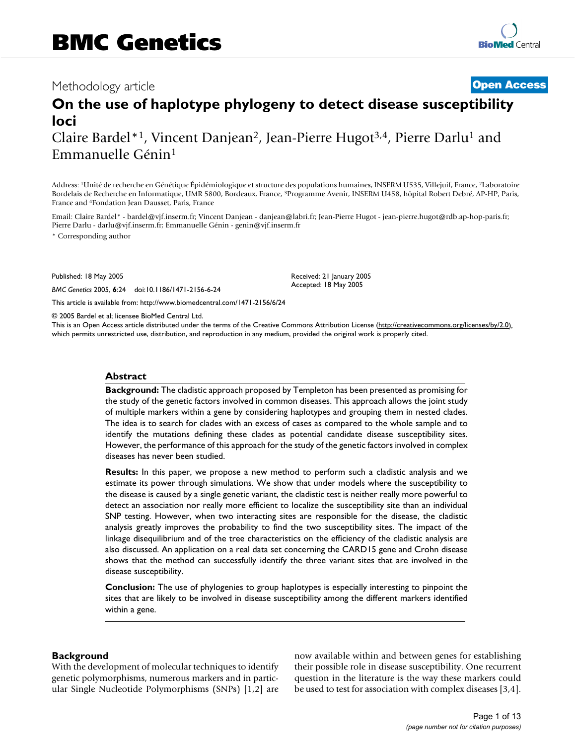Methodology article

**Open Access**

# On the use of haplotype phylogeny to detect disease susceptibility loci

Claire Bardel*[1], Vincent Danjean[2], Jean-Pierre Hugot[3,4], Pierre Darlu[1] and Emmanuelle Génin[1]

Address: [1]Unité de recherche en Génétique Épidémiologique et structure des populations humaines, INSERM U535, Villejuif, France, [2]Laboratoire Bordelais de Recherche en Informatique, UMR 5800, Bordeaux, France, [3]Programme Avenir, INSERM U458, hôpital Robert Debré, AP-HP, Paris, France and [4]Fondation Jean Dausset, Paris, France

Email: Claire Bardel* - bardel@vjf.inserm.fr; Vincent Danjean - danjean@labri.fr; Jean-Pierre Hugot - jean-pierre.hugot@rdb.ap-hop-paris.fr; Pierre Darlu - darlu@vjf.inserm.fr; Emmanuelle Génin - genin@vjf.inserm.fr

* Corresponding author

Published: 18 May 2005

*BMC Genetics* 2005, **6**:24 doi:10.1186/1471-2156-6-24

Received: 21 January 2005
Accepted: 18 May 2005

This article is available from: http://www.biomedcentral.com/1471-2156/6/24

© 2005 Bardel et al; licensee BioMed Central Ltd.
This is an Open Access article distributed under the terms of the Creative Commons Attribution License (http://creativecommons.org/licenses/by/2.0), which permits unrestricted use, distribution, and reproduction in any medium, provided the original work is properly cited.

## Abstract

**Background:** The cladistic approach proposed by Templeton has been presented as promising for the study of the genetic factors involved in common diseases. This approach allows the joint study of multiple markers within a gene by considering haplotypes and grouping them in nested clades. The idea is to search for clades with an excess of cases as compared to the whole sample and to identify the mutations defining these clades as potential candidate disease susceptibility sites. However, the performance of this approach for the study of the genetic factors involved in complex diseases has never been studied.

**Results:** In this paper, we propose a new method to perform such a cladistic analysis and we estimate its power through simulations. We show that under models where the susceptibility to the disease is caused by a single genetic variant, the cladistic test is neither really more powerful to detect an association nor really more efficient to localize the susceptibility site than an individual SNP testing. However, when two interacting sites are responsible for the disease, the cladistic analysis greatly improves the probability to find the two susceptibility sites. The impact of the linkage disequilibrium and of the tree characteristics on the efficiency of the cladistic analysis are also discussed. An application on a real data set concerning the CARD15 gene and Crohn disease shows that the method can successfully identify the three variant sites that are involved in the disease susceptibility.

**Conclusion:** The use of phylogenies to group haplotypes is especially interesting to pinpoint the sites that are likely to be involved in disease susceptibility among the different markers identified within a gene.

## Background

With the development of molecular techniques to identify genetic polymorphisms, numerous markers and in particular Single Nucleotide Polymorphisms (SNPs) [1,2] are now available within and between genes for establishing their possible role in disease susceptibility. One recurrent question in the literature is the way these markers could be used to test for association with complex diseases [3,4].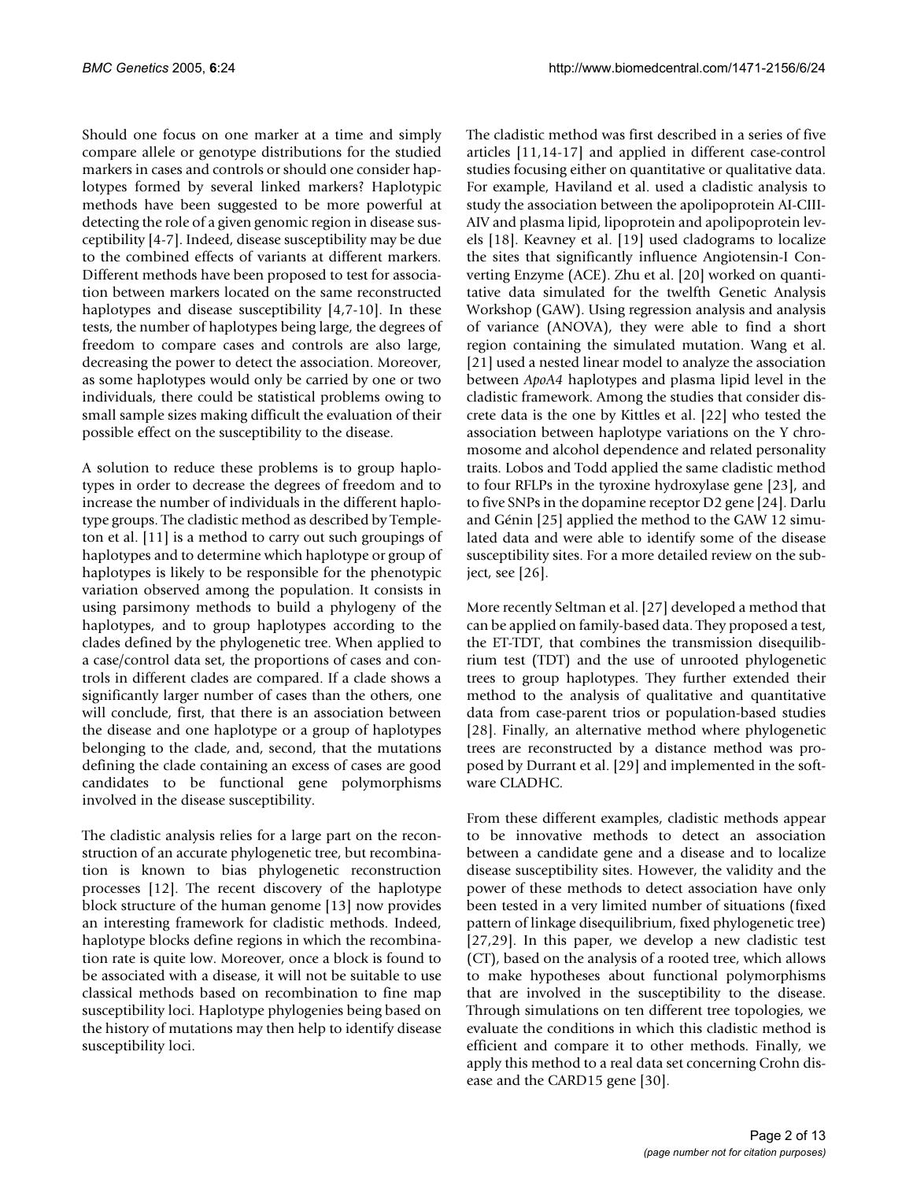Should one focus on one marker at a time and simply compare allele or genotype distributions for the studied markers in cases and controls or should one consider haplotypes formed by several linked markers? Haplotypic methods have been suggested to be more powerful at detecting the role of a given genomic region in disease susceptibility [4-7]. Indeed, disease susceptibility may be due to the combined effects of variants at different markers. Different methods have been proposed to test for association between markers located on the same reconstructed haplotypes and disease susceptibility [4,7-10]. In these tests, the number of haplotypes being large, the degrees of freedom to compare cases and controls are also large, decreasing the power to detect the association. Moreover, as some haplotypes would only be carried by one or two individuals, there could be statistical problems owing to small sample sizes making difficult the evaluation of their possible effect on the susceptibility to the disease.

A solution to reduce these problems is to group haplotypes in order to decrease the degrees of freedom and to increase the number of individuals in the different haplotype groups. The cladistic method as described by Templeton et al. [11] is a method to carry out such groupings of haplotypes and to determine which haplotype or group of haplotypes is likely to be responsible for the phenotypic variation observed among the population. It consists in using parsimony methods to build a phylogeny of the haplotypes, and to group haplotypes according to the clades defined by the phylogenetic tree. When applied to a case/control data set, the proportions of cases and controls in different clades are compared. If a clade shows a significantly larger number of cases than the others, one will conclude, first, that there is an association between the disease and one haplotype or a group of haplotypes belonging to the clade, and, second, that the mutations defining the clade containing an excess of cases are good candidates to be functional gene polymorphisms involved in the disease susceptibility.

The cladistic analysis relies for a large part on the reconstruction of an accurate phylogenetic tree, but recombination is known to bias phylogenetic reconstruction processes [12]. The recent discovery of the haplotype block structure of the human genome [13] now provides an interesting framework for cladistic methods. Indeed, haplotype blocks define regions in which the recombination rate is quite low. Moreover, once a block is found to be associated with a disease, it will not be suitable to use classical methods based on recombination to fine map susceptibility loci. Haplotype phylogenies being based on the history of mutations may then help to identify disease susceptibility loci.

The cladistic method was first described in a series of five articles [11,14-17] and applied in different case-control studies focusing either on quantitative or qualitative data. For example, Haviland et al. used a cladistic analysis to study the association between the apolipoprotein AI-CIII-AIV and plasma lipid, lipoprotein and apolipoprotein levels [18]. Keavney et al. [19] used cladograms to localize the sites that significantly influence Angiotensin-I Converting Enzyme (ACE). Zhu et al. [20] worked on quantitative data simulated for the twelfth Genetic Analysis Workshop (GAW). Using regression analysis and analysis of variance (ANOVA), they were able to find a short region containing the simulated mutation. Wang et al. [21] used a nested linear model to analyze the association between *ApoA4* haplotypes and plasma lipid level in the cladistic framework. Among the studies that consider discrete data is the one by Kittles et al. [22] who tested the association between haplotype variations on the Y chromosome and alcohol dependence and related personality traits. Lobos and Todd applied the same cladistic method to four RFLPs in the tyroxine hydroxylase gene [23], and to five SNPs in the dopamine receptor D2 gene [24]. Darlu and Génin [25] applied the method to the GAW 12 simulated data and were able to identify some of the disease susceptibility sites. For a more detailed review on the subject, see [26].

More recently Seltman et al. [27] developed a method that can be applied on family-based data. They proposed a test, the ET-TDT, that combines the transmission disequilibrium test (TDT) and the use of unrooted phylogenetic trees to group haplotypes. They further extended their method to the analysis of qualitative and quantitative data from case-parent trios or population-based studies [28]. Finally, an alternative method where phylogenetic trees are reconstructed by a distance method was proposed by Durrant et al. [29] and implemented in the software CLADHC.

From these different examples, cladistic methods appear to be innovative methods to detect an association between a candidate gene and a disease and to localize disease susceptibility sites. However, the validity and the power of these methods to detect association have only been tested in a very limited number of situations (fixed pattern of linkage disequilibrium, fixed phylogenetic tree) [27,29]. In this paper, we develop a new cladistic test (CT), based on the analysis of a rooted tree, which allows to make hypotheses about functional polymorphisms that are involved in the susceptibility to the disease. Through simulations on ten different tree topologies, we evaluate the conditions in which this cladistic method is efficient and compare it to other methods. Finally, we apply this method to a real data set concerning Crohn disease and the CARD15 gene [30].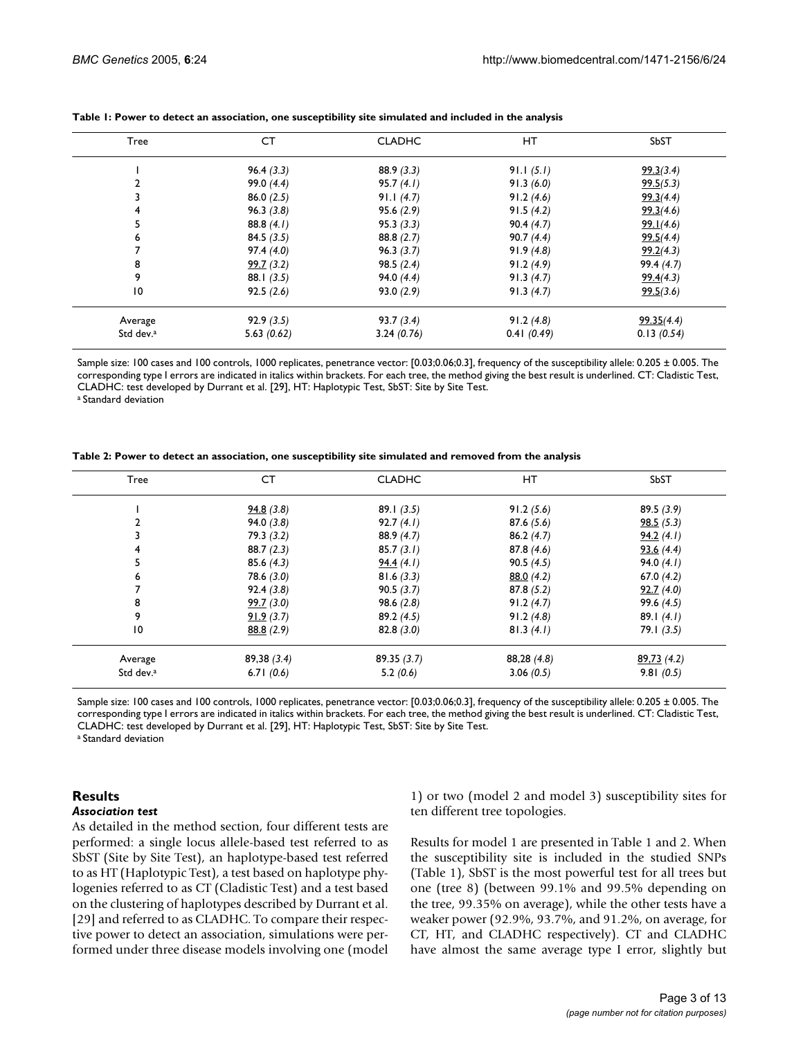**Table 1: Power to detect an association, one susceptibility site simulated and included in the analysis**

| Tree | CT | CLADHC | HT | SbST |
| --- | --- | --- | --- | --- |
| 1 | 96.4 *(3.3)* | 88.9 *(3.3)* | 91.1 *(5.1)* | <u>99.3</u>*(3.4)* |
| 2 | 99.0 *(4.4)* | 95.7 *(4.1)* | 91.3 *(6.0)* | <u>99.5</u>*(5.3)* |
| 3 | 86.0 *(2.5)* | 91.1 *(4.7)* | 91.2 *(4.6)* | <u>99.3</u>*(4.4)* |
| 4 | 96.3 *(3.8)* | 95.6 *(2.9)* | 91.5 *(4.2)* | <u>99.3</u>*(4.6)* |
| 5 | 88.8 *(4.1)* | 95.3 *(3.3)* | 90.4 *(4.7)* | <u>99.1</u>*(4.6)* |
| 6 | 84.5 *(3.5)* | 88.8 *(2.7)* | 90.7 *(4.4)* | <u>99.5</u>*(4.4)* |
| 7 | 97.4 *(4.0)* | 96.3 *(3.7)* | 91.9 *(4.8)* | <u>99.2</u>*(4.3)* |
| 8 | <u>99.7</u> *(3.2)* | 98.5 *(2.4)* | 91.2 *(4.9)* | 99.4 *(4.7)* |
| 9 | 88.1 *(3.5)* | 94.0 *(4.4)* | 91.3 *(4.7)* | <u>99.4</u>*(4.3)* |
| 10 | 92.5 *(2.6)* | 93.0 *(2.9)* | 91.3 *(4.7)* | <u>99.5</u>*(3.6)* |
| Average | 92.9 *(3.5)* | 93.7 *(3.4)* | 91.2 *(4.8)* | <u>99.35</u>*(4.4)* |
| Std dev.[a] | 5.63 *(0.62)* | 3.24 *(0.76)* | 0.41 *(0.49)* | 0.13 *(0.54)* |

Sample size: 100 cases and 100 controls, 1000 replicates, penetrance vector: [0.03;0.06;0.3], frequency of the susceptibility allele: 0.205 ± 0.005. The corresponding type I errors are indicated in italics within brackets. For each tree, the method giving the best result is underlined. CT: Cladistic Test, CLADHC: test developed by Durrant et al. [29], HT: Haplotypic Test, SbST: Site by Site Test.

[a] Standard deviation

**Table 2: Power to detect an association, one susceptibility site simulated and removed from the analysis**

| Tree | CT | CLADHC | HT | SbST |
| --- | --- | --- | --- | --- |
| 1 | <u>94.8</u> *(3.8)* | 89.1 *(3.5)* | 91.2 *(5.6)* | 89.5 *(3.9)* |
| 2 | 94.0 *(3.8)* | 92.7 *(4.1)* | 87.6 *(5.6)* | <u>98.5</u> *(5.3)* |
| 3 | 79.3 *(3.2)* | 88.9 *(4.7)* | 86.2 *(4.7)* | <u>94.2</u> *(4.1)* |
| 4 | 88.7 *(2.3)* | 85.7 *(3.1)* | 87.8 *(4.6)* | <u>93.6</u> *(4.4)* |
| 5 | 85.6 *(4.3)* | <u>94.4</u> *(4.1)* | 90.5 *(4.5)* | 94.0 *(4.1)* |
| 6 | 78.6 *(3.0)* | 81.6 *(3.3)* | <u>88.0</u> *(4.2)* | 67.0 *(4.2)* |
| 7 | 92.4 *(3.8)* | 90.5 *(3.7)* | 87.8 *(5.2)* | <u>92.7</u> *(4.0)* |
| 8 | <u>99.7</u> *(3.0)* | 98.6 *(2.8)* | 91.2 *(4.7)* | 99.6 *(4.5)* |
| 9 | <u>91.9</u> *(3.7)* | 89.2 *(4.5)* | 91.2 *(4.8)* | 89.1 *(4.1)* |
| 10 | <u>88.8</u> *(2.9)* | 82.8 *(3.0)* | 81.3 *(4.1)* | 79.1 *(3.5)* |
| Average | 89,38 *(3.4)* | 89.35 *(3.7)* | 88,28 *(4.8)* | <u>89,73</u> *(4.2)* |
| Std dev.[a] | 6.71 *(0.6)* | 5.2 *(0.6)* | 3.06 *(0.5)* | 9.81 *(0.5)* |

Sample size: 100 cases and 100 controls, 1000 replicates, penetrance vector: [0.03;0.06;0.3], frequency of the susceptibility allele: 0.205 ± 0.005. The corresponding type I errors are indicated in italics within brackets. For each tree, the method giving the best result is underlined. CT: Cladistic Test, CLADHC: test developed by Durrant et al. [29], HT: Haplotypic Test, SbST: Site by Site Test.

[a] Standard deviation

## Results

### *Association test*

As detailed in the method section, four different tests are performed: a single locus allele-based test referred to as SbST (Site by Site Test), an haplotype-based test referred to as HT (Haplotypic Test), a test based on haplotype phylogenies referred to as CT (Cladistic Test) and a test based on the clustering of haplotypes described by Durrant et al. [29] and referred to as CLADHC. To compare their respective power to detect an association, simulations were performed under three disease models involving one (model 1) or two (model 2 and model 3) susceptibility sites for ten different tree topologies.

Results for model 1 are presented in Table 1 and 2. When the susceptibility site is included in the studied SNPs (Table 1), SbST is the most powerful test for all trees but one (tree 8) (between 99.1% and 99.5% depending on the tree, 99.35% on average), while the other tests have a weaker power (92.9%, 93.7%, and 91.2%, on average, for CT, HT, and CLADHC respectively). CT and CLADHC have almost the same average type I error, slightly but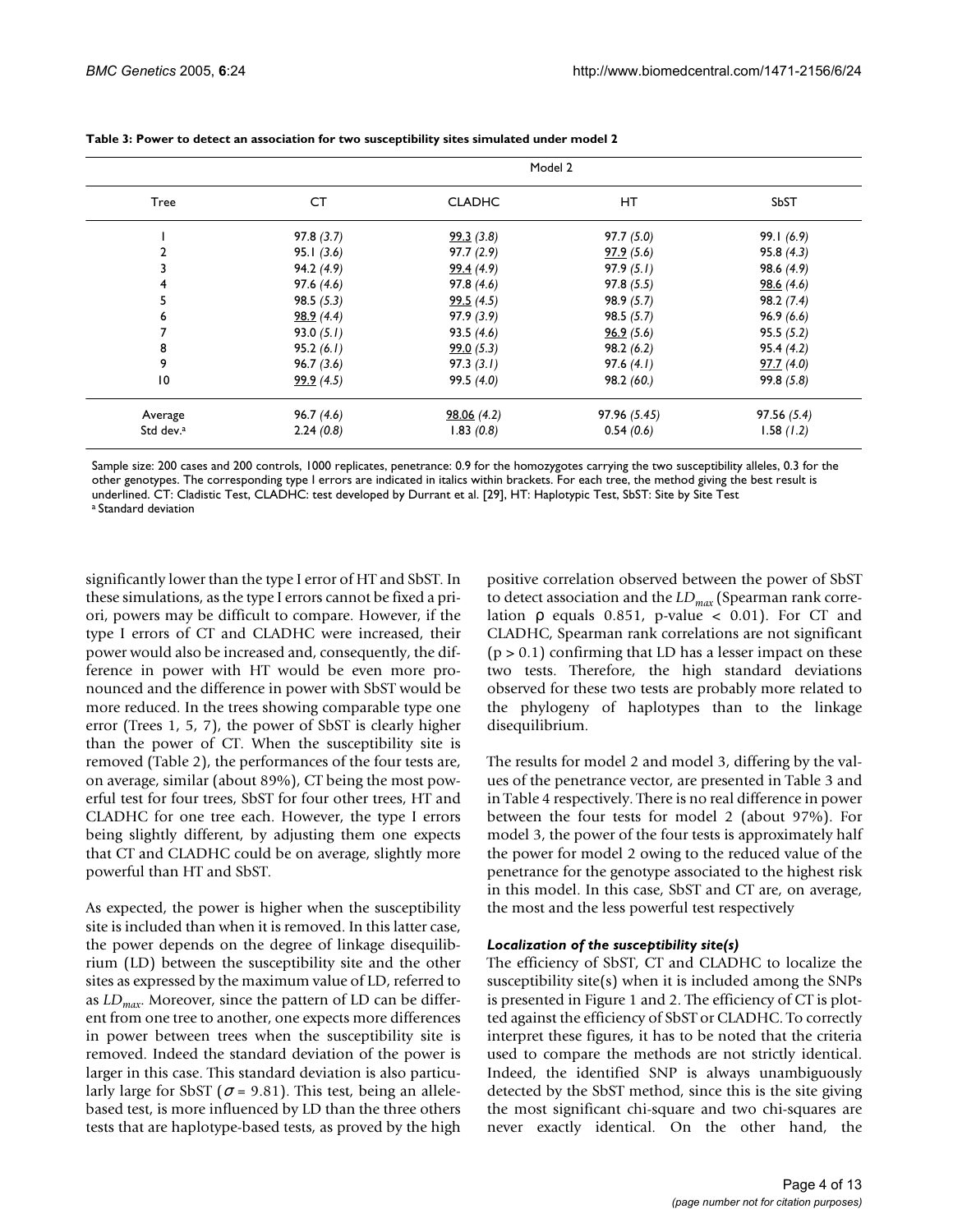**Table 3: Power to detect an association for two susceptibility sites simulated under model 2**

| | Model 2 | | | |
|---|---|---|---|---|
| Tree | CT | CLADHC | HT | SbST |
| 1 | 97.8 *(3.7)* | <u>99.3</u> *(3.8)* | 97.7 *(5.0)* | 99.1 *(6.9)* |
| 2 | 95.1 *(3.6)* | 97.7 *(2.9)* | <u>97.9</u> *(5.6)* | 95.8 *(4.3)* |
| 3 | 94.2 *(4.9)* | <u>99.4</u> *(4.9)* | 97.9 *(5.1)* | 98.6 *(4.9)* |
| 4 | 97.6 *(4.6)* | 97.8 *(4.6)* | 97.8 *(5.5)* | <u>98.6</u> *(4.6)* |
| 5 | 98.5 *(5.3)* | <u>99.5</u> *(4.5)* | 98.9 *(5.7)* | 98.2 *(7.4)* |
| 6 | <u>98.9</u> *(4.4)* | 97.9 *(3.9)* | 98.5 *(5.7)* | 96.9 *(6.6)* |
| 7 | 93.0 *(5.1)* | 93.5 *(4.6)* | <u>96.9</u> *(5.6)* | 95.5 *(5.2)* |
| 8 | 95.2 *(6.1)* | <u>99.0</u> *(5.3)* | 98.2 *(6.2)* | 95.4 *(4.2)* |
| 9 | 96.7 *(3.6)* | 97.3 *(3.1)* | 97.6 *(4.1)* | <u>97.7</u> *(4.0)* |
| 10 | <u>99.9</u> *(4.5)* | 99.5 *(4.0)* | 98.2 *(60.)* | 99.8 *(5.8)* |
| Average | 96.7 *(4.6)* | <u>98.06</u> *(4.2)* | 97.96 *(5.45)* | 97.56 *(5.4)* |
| Std dev.[a] | 2.24 *(0.8)* | 1.83 *(0.8)* | 0.54 *(0.6)* | 1.58 *(1.2)* |

Sample size: 200 cases and 200 controls, 1000 replicates, penetrance: 0.9 for the homozygotes carrying the two susceptibility alleles, 0.3 for the other genotypes. The corresponding type I errors are indicated in italics within brackets. For each tree, the method giving the best result is underlined. CT: Cladistic Test, CLADHC: test developed by Durrant et al. [29], HT: Haplotypic Test, SbST: Site by Site Test
[a] Standard deviation

significantly lower than the type I error of HT and SbST. In these simulations, as the type I errors cannot be fixed a priori, powers may be difficult to compare. However, if the type I errors of CT and CLADHC were increased, their power would also be increased and, consequently, the difference in power with HT would be even more pronounced and the difference in power with SbST would be more reduced. In the trees showing comparable type one error (Trees 1, 5, 7), the power of SbST is clearly higher than the power of CT. When the susceptibility site is removed (Table 2), the performances of the four tests are, on average, similar (about 89%), CT being the most powerful test for four trees, SbST for four other trees, HT and CLADHC for one tree each. However, the type I errors being slightly different, by adjusting them one expects that CT and CLADHC could be on average, slightly more powerful than HT and SbST.

As expected, the power is higher when the susceptibility site is included than when it is removed. In this latter case, the power depends on the degree of linkage disequilibrium (LD) between the susceptibility site and the other sites as expressed by the maximum value of LD, referred to as $LD_{max}$. Moreover, since the pattern of LD can be different from one tree to another, one expects more differences in power between trees when the susceptibility site is removed. Indeed the standard deviation of the power is larger in this case. This standard deviation is also particularly large for SbST ($\sigma = 9.81$). This test, being an allele-based test, is more influenced by LD than the three others tests that are haplotype-based tests, as proved by the high positive correlation observed between the power of SbST to detect association and the $LD_{max}$ (Spearman rank correlation $\rho$ equals 0.851, p-value $< 0.01$). For CT and CLADHC, Spearman rank correlations are not significant ($p > 0.1$) confirming that LD has a lesser impact on these two tests. Therefore, the high standard deviations observed for these two tests are probably more related to the phylogeny of haplotypes than to the linkage disequilibrium.

The results for model 2 and model 3, differing by the values of the penetrance vector, are presented in Table 3 and in Table 4 respectively. There is no real difference in power between the four tests for model 2 (about 97%). For model 3, the power of the four tests is approximately half the power for model 2 owing to the reduced value of the penetrance for the genotype associated to the highest risk in this model. In this case, SbST and CT are, on average, the most and the less powerful test respectively

### *Localization of the susceptibility site(s)*

The efficiency of SbST, CT and CLADHC to localize the susceptibility site(s) when it is included among the SNPs is presented in Figure 1 and 2. The efficiency of CT is plotted against the efficiency of SbST or CLADHC. To correctly interpret these figures, it has to be noted that the criteria used to compare the methods are not strictly identical. Indeed, the identified SNP is always unambiguously detected by the SbST method, since this is the site giving the most significant chi-square and two chi-squares are never exactly identical. On the other hand, the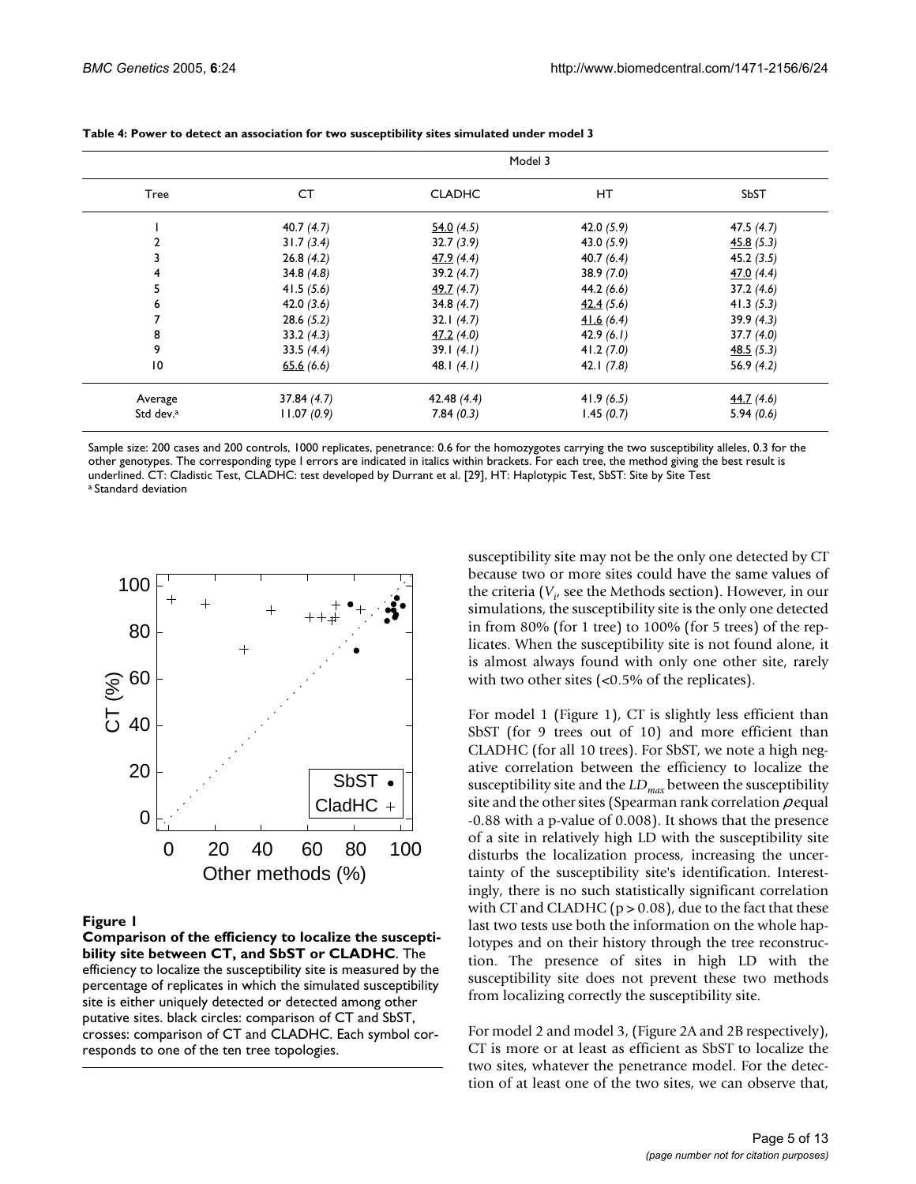**Table 4: Power to detect an association for two susceptibility sites simulated under model 3**

| | Model 3 | | | |
|---|---|---|---|---|
| Tree | CT | CLADHC | HT | SbST |
| 1 | 40.7 *(4.7)* | <u>54.0</u> *(4.5)* | 42.0 *(5.9)* | 47.5 *(4.7)* |
| 2 | 31.7 *(3.4)* | 32.7 *(3.9)* | 43.0 *(5.9)* | <u>45.8</u> *(5.3)* |
| 3 | 26.8 *(4.2)* | <u>47.9</u> *(4.4)* | 40.7 *(6.4)* | 45.2 *(3.5)* |
| 4 | 34.8 *(4.8)* | 39.2 *(4.7)* | 38.9 *(7.0)* | <u>47.0</u> *(4.4)* |
| 5 | 41.5 *(5.6)* | <u>49.7</u> *(4.7)* | 44.2 *(6.6)* | 37.2 *(4.6)* |
| 6 | 42.0 *(3.6)* | 34.8 *(4.7)* | <u>42.4</u> *(5.6)* | 41.3 *(5.3)* |
| 7 | 28.6 *(5.2)* | 32.1 *(4.7)* | <u>41.6</u> *(6.4)* | 39.9 *(4.3)* |
| 8 | 33.2 *(4.3)* | <u>47.2</u> *(4.0)* | 42.9 *(6.1)* | 37.7 *(4.0)* |
| 9 | 33.5 *(4.4)* | 39.1 *(4.1)* | 41.2 *(7.0)* | <u>48.5</u> *(5.3)* |
| 10 | <u>65.6</u> *(6.6)* | 48.1 *(4.1)* | 42.1 *(7.8)* | 56.9 *(4.2)* |
| Average | 37.84 *(4.7)* | 42.48 *(4.4)* | 41.9 *(6.5)* | <u>44.7</u> *(4.6)* |
| Std dev.[a] | 11.07 *(0.9)* | 7.84 *(0.3)* | 1.45 *(0.7)* | 5.94 *(0.6)* |

Sample size: 200 cases and 200 controls, 1000 replicates, penetrance: 0.6 for the homozygotes carrying the two susceptibility alleles, 0.3 for the other genotypes. The corresponding type I errors are indicated in italics within brackets. For each tree, the method giving the best result is underlined. CT: Cladistic Test, CLADHC: test developed by Durrant et al. [29], HT: Haplotypic Test, SbST: Site by Site Test

[a] Standard deviation

**Figure 1**

**Comparison of the efficiency to localize the susceptibility site between CT, and SbST or CLADHC**. The efficiency to localize the susceptibility site is measured by the percentage of replicates in which the simulated susceptibility site is either uniquely detected or detected among other putative sites. black circles: comparison of CT and SbST, crosses: comparison of CT and CLADHC. Each symbol corresponds to one of the ten tree topologies.

susceptibility site may not be the only one detected by CT because two or more sites could have the same values of the criteria ($V_i$, see the Methods section). However, in our simulations, the susceptibility site is the only one detected in from 80% (for 1 tree) to 100% (for 5 trees) of the replicates. When the susceptibility site is not found alone, it is almost always found with only one other site, rarely with two other sites (<0.5% of the replicates).

For model 1 (Figure 1), CT is slightly less efficient than SbST (for 9 trees out of 10) and more efficient than CLADHC (for all 10 trees). For SbST, we note a high negative correlation between the efficiency to localize the susceptibility site and the $LD_{max}$ between the susceptibility site and the other sites (Spearman rank correlation $\rho$ equal -0.88 with a p-value of 0.008). It shows that the presence of a site in relatively high LD with the susceptibility site disturbs the localization process, increasing the uncertainty of the susceptibility site's identification. Interestingly, there is no such statistically significant correlation with CT and CLADHC ($p > 0.08$), due to the fact that these last two tests use both the information on the whole haplotypes and on their history through the tree reconstruction. The presence of sites in high LD with the susceptibility site does not prevent these two methods from localizing correctly the susceptibility site.

For model 2 and model 3, (Figure 2A and 2B respectively), CT is more or at least as efficient as SbST to localize the two sites, whatever the penetrance model. For the detection of at least one of the two sites, we can observe that,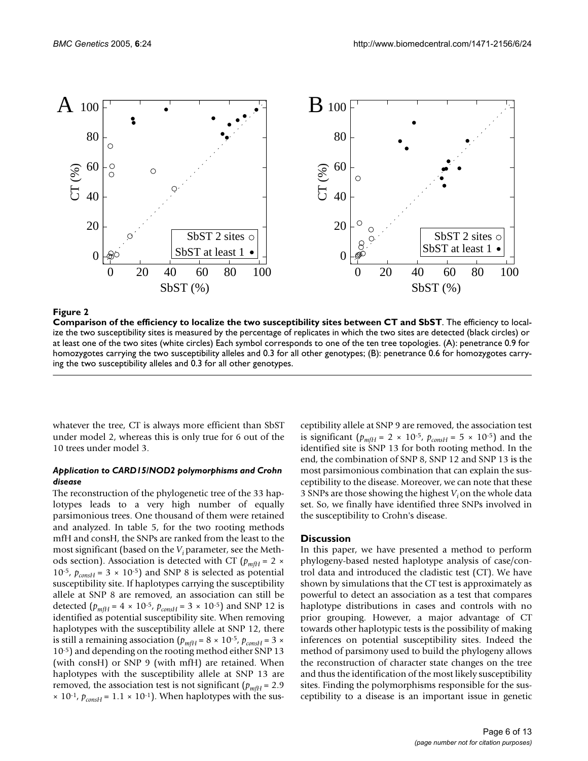**Figure 2**

**Comparison of the efficiency to localize the two susceptibility sites between CT and SbST**. The efficiency to localize the two susceptibility sites is measured by the percentage of replicates in which the two sites are detected (black circles) or at least one of the two sites (white circles) Each symbol corresponds to one of the ten tree topologies. (A): penetrance 0.9 for homozygotes carrying the two susceptibility alleles and 0.3 for all other genotypes; (B): penetrance 0.6 for homozygotes carrying the two susceptibility alleles and 0.3 for all other genotypes.

whatever the tree, CT is always more efficient than SbST under model 2, whereas this is only true for 6 out of the 10 trees under model 3.

### *Application to CARD15/NOD2 polymorphisms and Crohn disease*

The reconstruction of the phylogenetic tree of the 33 haplotypes leads to a very high number of equally parsimonious trees. One thousand of them were retained and analyzed. In table 5, for the two rooting methods mfH and consH, the SNPs are ranked from the least to the most significant (based on the $V_i$ parameter, see the Methods section). Association is detected with CT ($p_{mfH} = 2 \times 10^{-5}$, $p_{consH} = 3 \times 10^{-5}$) and SNP 8 is selected as potential susceptibility site. If haplotypes carrying the susceptibility allele at SNP 8 are removed, an association can still be detected ($p_{mfH} = 4 \times 10^{-5}$, $p_{consH} = 3 \times 10^{-5}$) and SNP 12 is identified as potential susceptibility site. When removing haplotypes with the susceptibility allele at SNP 12, there is still a remaining association ($p_{mfH} = 8 \times 10^{-5}$, $p_{consH} = 3 \times 10^{-5}$) and depending on the rooting method either SNP 13 (with consH) or SNP 9 (with mfH) are retained. When haplotypes with the susceptibility allele at SNP 13 are removed, the association test is not significant ($p_{mfH} = 2.9 \times 10^{-1}$, $p_{consH} = 1.1 \times 10^{-1}$). When haplotypes with the susceptibility allele at SNP 9 are removed, the association test is significant ($p_{mfH} = 2 \times 10^{-5}$, $p_{consH} = 5 \times 10^{-5}$) and the identified site is SNP 13 for both rooting method. In the end, the combination of SNP 8, SNP 12 and SNP 13 is the most parsimonious combination that can explain the susceptibility to the disease. Moreover, we can note that these 3 SNPs are those showing the highest $V_i$ on the whole data set. So, we finally have identified three SNPs involved in the susceptibility to Crohn's disease.

## Discussion

In this paper, we have presented a method to perform phylogeny-based nested haplotype analysis of case/control data and introduced the cladistic test (CT). We have shown by simulations that the CT test is approximately as powerful to detect an association as a test that compares haplotype distributions in cases and controls with no prior grouping. However, a major advantage of CT towards other haplotypic tests is the possibility of making inferences on potential susceptibility sites. Indeed the method of parsimony used to build the phylogeny allows the reconstruction of character state changes on the tree and thus the identification of the most likely susceptibility sites. Finding the polymorphisms responsible for the susceptibility to a disease is an important issue in genetic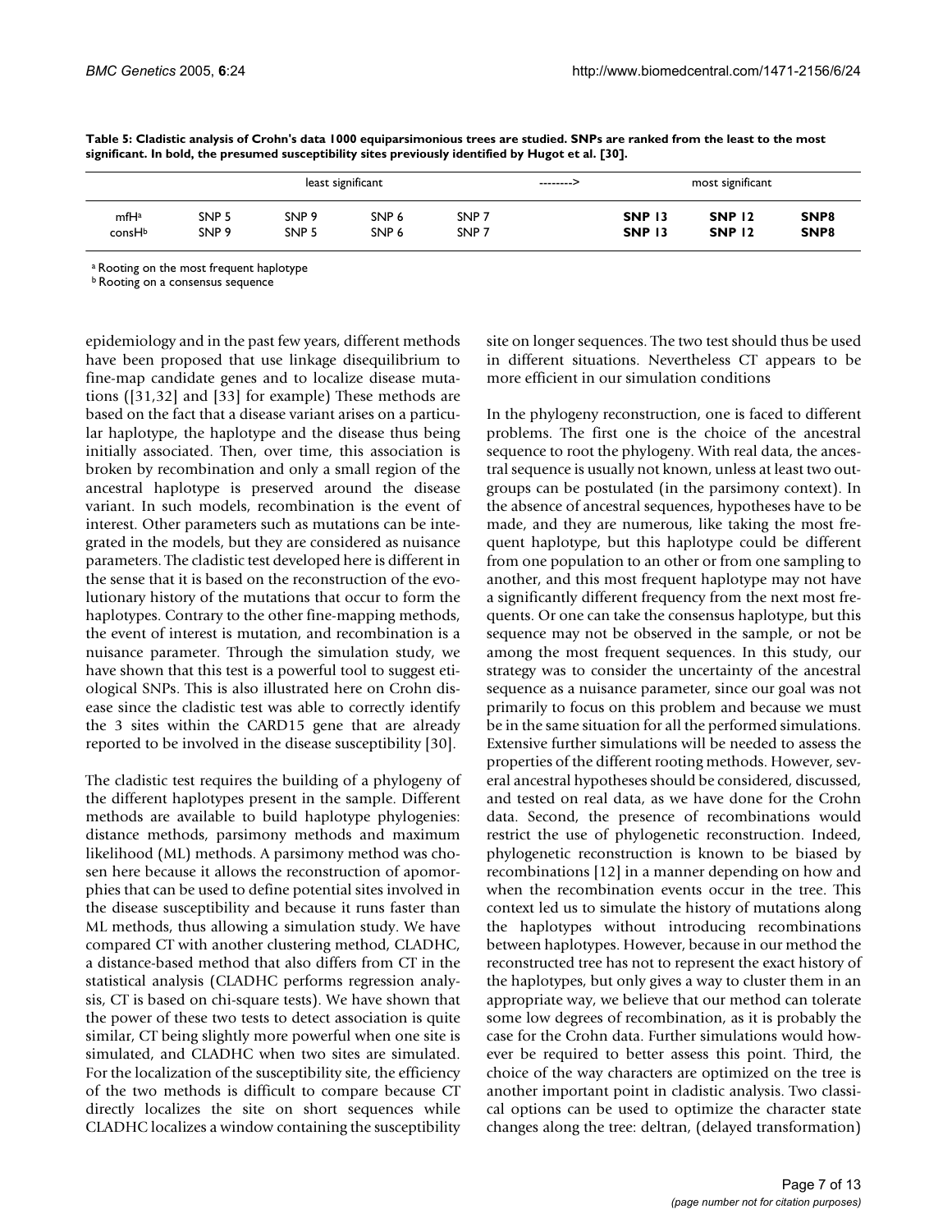**Table 5: Cladistic analysis of Crohn's data 1000 equiparsimonious trees are studied. SNPs are ranked from the least to the most significant. In bold, the presumed susceptibility sites previously identified by Hugot et al. [30].**

| | least significant | | | | --------> | most significant | | |
|---|---|---|---|---|---|---|---|---|
| mfH[a] | SNP 5 | SNP 9 | SNP 6 | SNP 7 | | **SNP 13** | **SNP 12** | **SNP8** |
| consH[b] | SNP 9 | SNP 5 | SNP 6 | SNP 7 | | **SNP 13** | **SNP 12** | **SNP8** |

[a] Rooting on the most frequent haplotype
[b] Rooting on a consensus sequence

epidemiology and in the past few years, different methods have been proposed that use linkage disequilibrium to fine-map candidate genes and to localize disease mutations ([31,32] and [33] for example) These methods are based on the fact that a disease variant arises on a particular haplotype, the haplotype and the disease thus being initially associated. Then, over time, this association is broken by recombination and only a small region of the ancestral haplotype is preserved around the disease variant. In such models, recombination is the event of interest. Other parameters such as mutations can be integrated in the models, but they are considered as nuisance parameters. The cladistic test developed here is different in the sense that it is based on the reconstruction of the evolutionary history of the mutations that occur to form the haplotypes. Contrary to the other fine-mapping methods, the event of interest is mutation, and recombination is a nuisance parameter. Through the simulation study, we have shown that this test is a powerful tool to suggest etiological SNPs. This is also illustrated here on Crohn disease since the cladistic test was able to correctly identify the 3 sites within the CARD15 gene that are already reported to be involved in the disease susceptibility [30].

The cladistic test requires the building of a phylogeny of the different haplotypes present in the sample. Different methods are available to build haplotype phylogenies: distance methods, parsimony methods and maximum likelihood (ML) methods. A parsimony method was chosen here because it allows the reconstruction of apomorphies that can be used to define potential sites involved in the disease susceptibility and because it runs faster than ML methods, thus allowing a simulation study. We have compared CT with another clustering method, CLADHC, a distance-based method that also differs from CT in the statistical analysis (CLADHC performs regression analysis, CT is based on chi-square tests). We have shown that the power of these two tests to detect association is quite similar, CT being slightly more powerful when one site is simulated, and CLADHC when two sites are simulated. For the localization of the susceptibility site, the efficiency of the two methods is difficult to compare because CT directly localizes the site on short sequences while CLADHC localizes a window containing the susceptibility site on longer sequences. The two test should thus be used in different situations. Nevertheless CT appears to be more efficient in our simulation conditions

In the phylogeny reconstruction, one is faced to different problems. The first one is the choice of the ancestral sequence to root the phylogeny. With real data, the ancestral sequence is usually not known, unless at least two outgroups can be postulated (in the parsimony context). In the absence of ancestral sequences, hypotheses have to be made, and they are numerous, like taking the most frequent haplotype, but this haplotype could be different from one population to an other or from one sampling to another, and this most frequent haplotype may not have a significantly different frequency from the next most frequents. Or one can take the consensus haplotype, but this sequence may not be observed in the sample, or not be among the most frequent sequences. In this study, our strategy was to consider the uncertainty of the ancestral sequence as a nuisance parameter, since our goal was not primarily to focus on this problem and because we must be in the same situation for all the performed simulations. Extensive further simulations will be needed to assess the properties of the different rooting methods. However, several ancestral hypotheses should be considered, discussed, and tested on real data, as we have done for the Crohn data. Second, the presence of recombinations would restrict the use of phylogenetic reconstruction. Indeed, phylogenetic reconstruction is known to be biased by recombinations [12] in a manner depending on how and when the recombination events occur in the tree. This context led us to simulate the history of mutations along the haplotypes without introducing recombinations between haplotypes. However, because in our method the reconstructed tree has not to represent the exact history of the haplotypes, but only gives a way to cluster them in an appropriate way, we believe that our method can tolerate some low degrees of recombination, as it is probably the case for the Crohn data. Further simulations would however be required to better assess this point. Third, the choice of the way characters are optimized on the tree is another important point in cladistic analysis. Two classical options can be used to optimize the character state changes along the tree: deltran, (delayed transformation)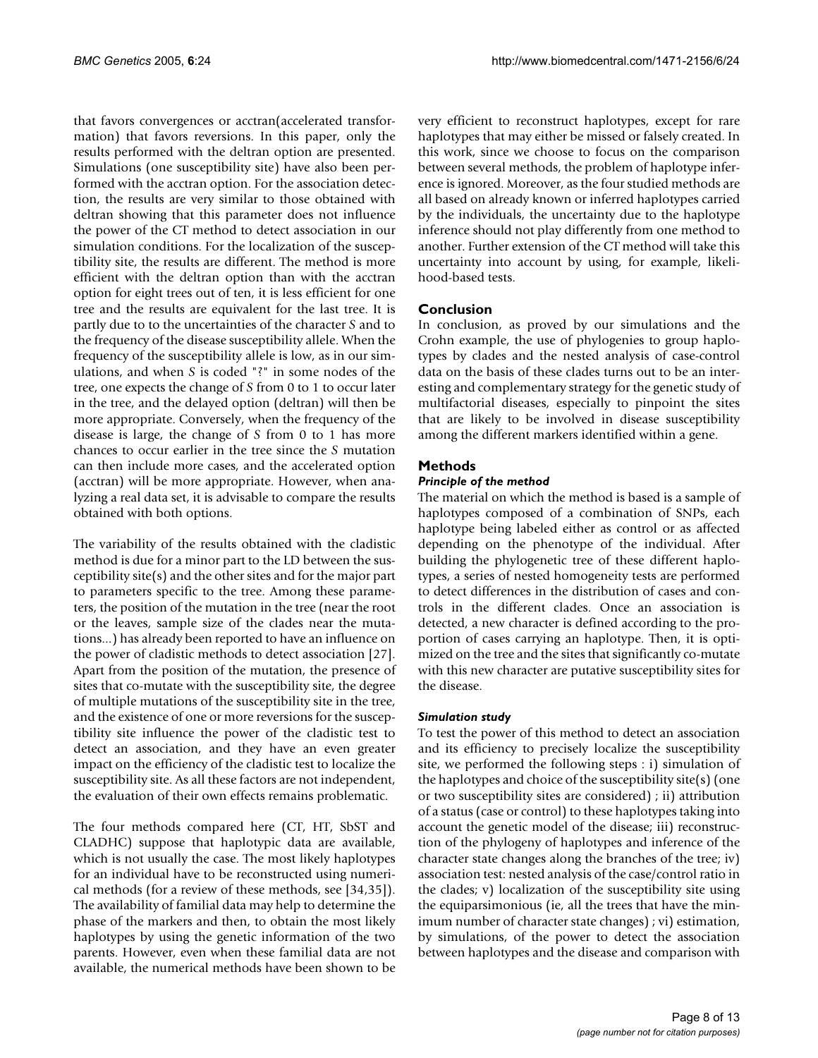that favors convergences or acctran(accelerated transformation) that favors reversions. In this paper, only the results performed with the deltran option are presented. Simulations (one susceptibility site) have also been performed with the acctran option. For the association detection, the results are very similar to those obtained with deltran showing that this parameter does not influence the power of the CT method to detect association in our simulation conditions. For the localization of the susceptibility site, the results are different. The method is more efficient with the deltran option than with the acctran option for eight trees out of ten, it is less efficient for one tree and the results are equivalent for the last tree. It is partly due to to the uncertainties of the character *S* and to the frequency of the disease susceptibility allele. When the frequency of the susceptibility allele is low, as in our simulations, and when *S* is coded "?" in some nodes of the tree, one expects the change of *S* from 0 to 1 to occur later in the tree, and the delayed option (deltran) will then be more appropriate. Conversely, when the frequency of the disease is large, the change of *S* from 0 to 1 has more chances to occur earlier in the tree since the *S* mutation can then include more cases, and the accelerated option (acctran) will be more appropriate. However, when analyzing a real data set, it is advisable to compare the results obtained with both options.

The variability of the results obtained with the cladistic method is due for a minor part to the LD between the susceptibility site(s) and the other sites and for the major part to parameters specific to the tree. Among these parameters, the position of the mutation in the tree (near the root or the leaves, sample size of the clades near the mutations...) has already been reported to have an influence on the power of cladistic methods to detect association [27]. Apart from the position of the mutation, the presence of sites that co-mutate with the susceptibility site, the degree of multiple mutations of the susceptibility site in the tree, and the existence of one or more reversions for the susceptibility site influence the power of the cladistic test to detect an association, and they have an even greater impact on the efficiency of the cladistic test to localize the susceptibility site. As all these factors are not independent, the evaluation of their own effects remains problematic.

The four methods compared here (CT, HT, SbST and CLADHC) suppose that haplotypic data are available, which is not usually the case. The most likely haplotypes for an individual have to be reconstructed using numerical methods (for a review of these methods, see [34,35]). The availability of familial data may help to determine the phase of the markers and then, to obtain the most likely haplotypes by using the genetic information of the two parents. However, even when these familial data are not available, the numerical methods have been shown to be very efficient to reconstruct haplotypes, except for rare haplotypes that may either be missed or falsely created. In this work, since we choose to focus on the comparison between several methods, the problem of haplotype inference is ignored. Moreover, as the four studied methods are all based on already known or inferred haplotypes carried by the individuals, the uncertainty due to the haplotype inference should not play differently from one method to another. Further extension of the CT method will take this uncertainty into account by using, for example, likelihood-based tests.

## Conclusion

In conclusion, as proved by our simulations and the Crohn example, the use of phylogenies to group haplotypes by clades and the nested analysis of case-control data on the basis of these clades turns out to be an interesting and complementary strategy for the genetic study of multifactorial diseases, especially to pinpoint the sites that are likely to be involved in disease susceptibility among the different markers identified within a gene.

## Methods

### *Principle of the method*

The material on which the method is based is a sample of haplotypes composed of a combination of SNPs, each haplotype being labeled either as control or as affected depending on the phenotype of the individual. After building the phylogenetic tree of these different haplotypes, a series of nested homogeneity tests are performed to detect differences in the distribution of cases and controls in the different clades. Once an association is detected, a new character is defined according to the proportion of cases carrying an haplotype. Then, it is optimized on the tree and the sites that significantly co-mutate with this new character are putative susceptibility sites for the disease.

### *Simulation study*

To test the power of this method to detect an association and its efficiency to precisely localize the susceptibility site, we performed the following steps : i) simulation of the haplotypes and choice of the susceptibility site(s) (one or two susceptibility sites are considered) ; ii) attribution of a status (case or control) to these haplotypes taking into account the genetic model of the disease; iii) reconstruction of the phylogeny of haplotypes and inference of the character state changes along the branches of the tree; iv) association test: nested analysis of the case/control ratio in the clades; v) localization of the susceptibility site using the equiparsimonious (ie, all the trees that have the minimum number of character state changes) ; vi) estimation, by simulations, of the power to detect the association between haplotypes and the disease and comparison with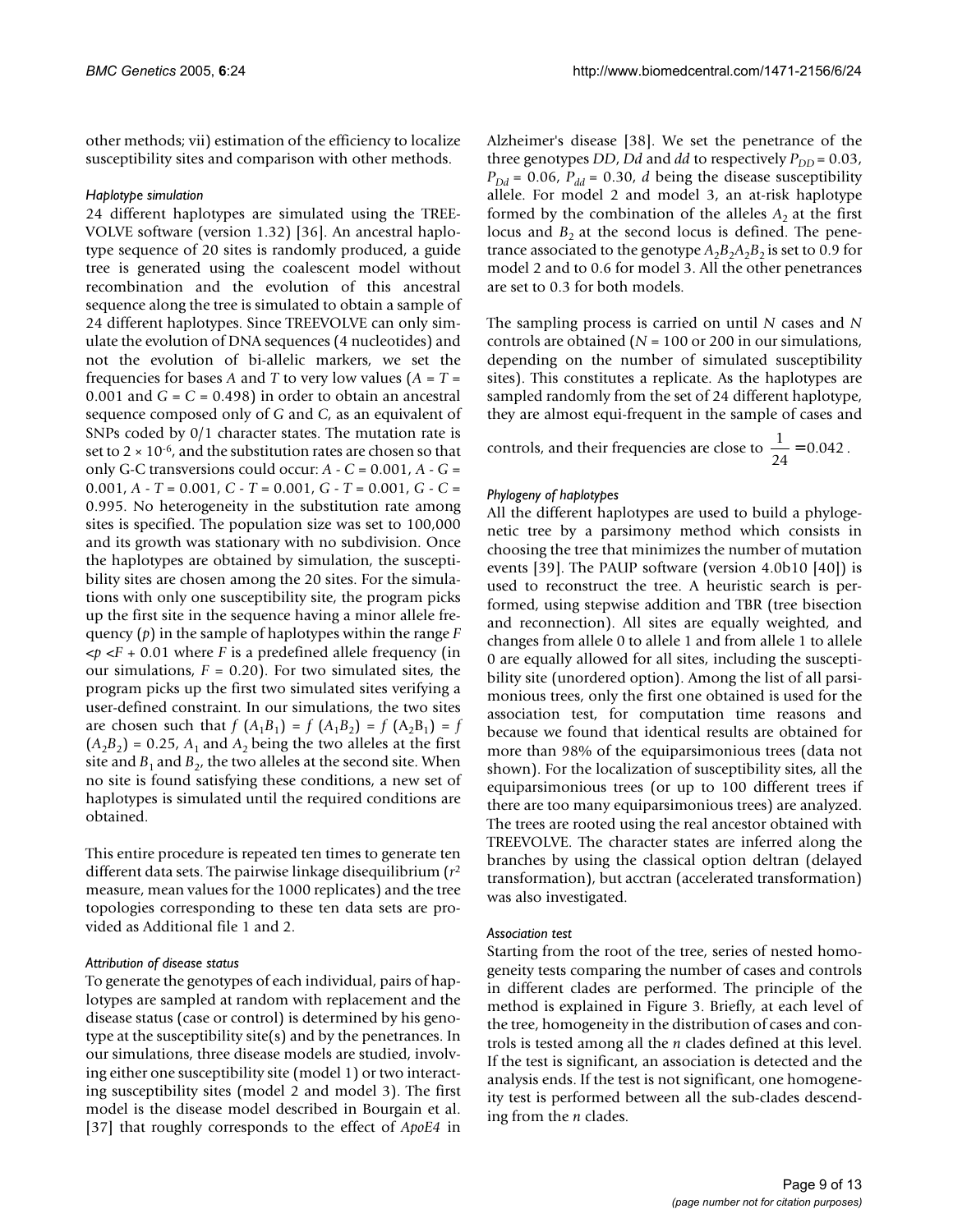other methods; vii) estimation of the efficiency to localize susceptibility sites and comparison with other methods.

#### *Haplotype simulation*

24 different haplotypes are simulated using the TREEVOLVE software (version 1.32) [36]. An ancestral haplotype sequence of 20 sites is randomly produced, a guide tree is generated using the coalescent model without recombination and the evolution of this ancestral sequence along the tree is simulated to obtain a sample of 24 different haplotypes. Since TREEVOLVE can only simulate the evolution of DNA sequences (4 nucleotides) and not the evolution of bi-allelic markers, we set the frequencies for bases *A* and *T* to very low values ($A = T = 0.001$ and $G = C = 0.498$) in order to obtain an ancestral sequence composed only of *G* and *C*, as an equivalent of SNPs coded by 0/1 character states. The mutation rate is set to $2 \times 10^{-6}$, and the substitution rates are chosen so that only G-C transversions could occur: *A* - *C* = 0.001, *A* - *G* = 0.001, *A* - *T* = 0.001, *C* - *T* = 0.001, *G* - *T* = 0.001, *G* - *C* = 0.995. No heterogeneity in the substitution rate among sites is specified. The population size was set to 100,000 and its growth was stationary with no subdivision. Once the haplotypes are obtained by simulation, the susceptibility sites are chosen among the 20 sites. For the simulations with only one susceptibility site, the program picks up the first site in the sequence having a minor allele frequency ($p$) in the sample of haplotypes within the range $F < p < F + 0.01$ where $F$ is a predefined allele frequency (in our simulations, $F = 0.20$). For two simulated sites, the program picks up the first two simulated sites verifying a user-defined constraint. In our simulations, the two sites are chosen such that $f(A_1B_1) = f(A_1B_2) = f(A_2B_1) = f(A_2B_2) = 0.25$, $A_1$ and $A_2$ being the two alleles at the first site and $B_1$ and $B_2$, the two alleles at the second site. When no site is found satisfying these conditions, a new set of haplotypes is simulated until the required conditions are obtained.

This entire procedure is repeated ten times to generate ten different data sets. The pairwise linkage disequilibrium ($r^2$ measure, mean values for the 1000 replicates) and the tree topologies corresponding to these ten data sets are provided as Additional file 1 and 2.

#### *Attribution of disease status*

To generate the genotypes of each individual, pairs of haplotypes are sampled at random with replacement and the disease status (case or control) is determined by his genotype at the susceptibility site(s) and by the penetrances. In our simulations, three disease models are studied, involving either one susceptibility site (model 1) or two interacting susceptibility sites (model 2 and model 3). The first model is the disease model described in Bourgain et al. [37] that roughly corresponds to the effect of *ApoE4* in Alzheimer's disease [38]. We set the penetrance of the three genotypes *DD*, *Dd* and *dd* to respectively $P_{DD} = 0.03$, $P_{Dd} = 0.06$, $P_{dd} = 0.30$, $d$ being the disease susceptibility allele. For model 2 and model 3, an at-risk haplotype formed by the combination of the alleles $A_2$ at the first locus and $B_2$ at the second locus is defined. The penetrance associated to the genotype $A_2B_2A_2B_2$ is set to 0.9 for model 2 and to 0.6 for model 3. All the other penetrances are set to 0.3 for both models.

The sampling process is carried on until $N$ cases and $N$ controls are obtained ($N$ = 100 or 200 in our simulations, depending on the number of simulated susceptibility sites). This constitutes a replicate. As the haplotypes are sampled randomly from the set of 24 different haplotype, they are almost equi-frequent in the sample of cases and controls, and their frequencies are close to $\frac{1}{24} = 0.042$.

#### *Phylogeny of haplotypes*

All the different haplotypes are used to build a phylogenetic tree by a parsimony method which consists in choosing the tree that minimizes the number of mutation events [39]. The PAUP software (version 4.0b10 [40]) is used to reconstruct the tree. A heuristic search is performed, using stepwise addition and TBR (tree bisection and reconnection). All sites are equally weighted, and changes from allele 0 to allele 1 and from allele 1 to allele 0 are equally allowed for all sites, including the susceptibility site (unordered option). Among the list of all parsimonious trees, only the first one obtained is used for the association test, for computation time reasons and because we found that identical results are obtained for more than 98% of the equiparsimonious trees (data not shown). For the localization of susceptibility sites, all the equiparsimonious trees (or up to 100 different trees if there are too many equiparsimonious trees) are analyzed. The trees are rooted using the real ancestor obtained with TREEVOLVE. The character states are inferred along the branches by using the classical option deltran (delayed transformation), but acctran (accelerated transformation) was also investigated.

#### *Association test*

Starting from the root of the tree, series of nested homogeneity tests comparing the number of cases and controls in different clades are performed. The principle of the method is explained in Figure 3. Briefly, at each level of the tree, homogeneity in the distribution of cases and controls is tested among all the $n$ clades defined at this level. If the test is significant, an association is detected and the analysis ends. If the test is not significant, one homogeneity test is performed between all the sub-clades descending from the $n$ clades.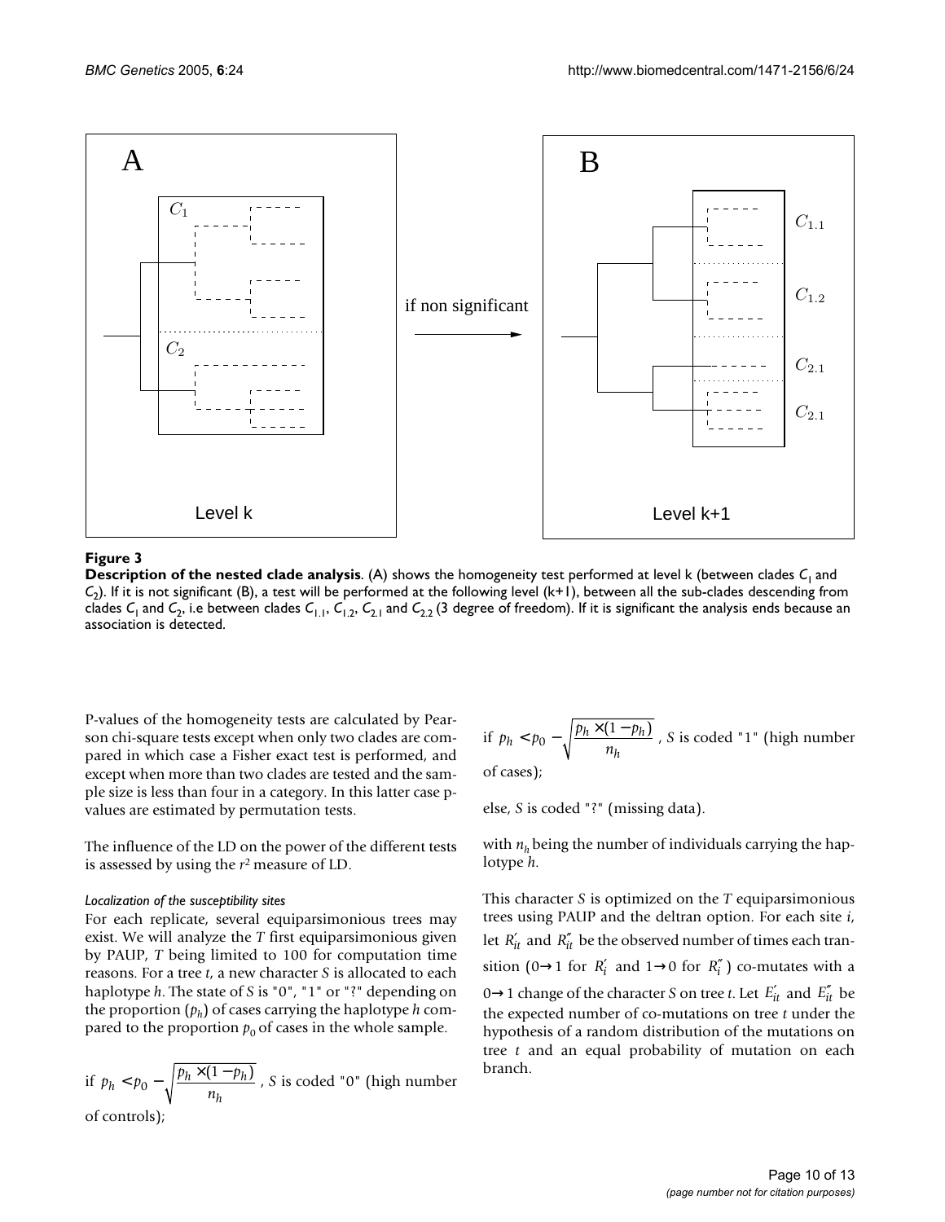**Figure 3**

**Description of the nested clade analysis**. (A) shows the homogeneity test performed at level k (between clades $C_1$ and $C_2$). If it is not significant (B), a test will be performed at the following level (k+1), between all the sub-clades descending from clades $C_1$ and $C_2$, i.e between clades $C_{1.1}$, $C_{1.2}$, $C_{2.1}$ and $C_{2.2}$ (3 degree of freedom). If it is significant the analysis ends because an association is detected.

P-values of the homogeneity tests are calculated by Pearson chi-square tests except when only two clades are compared in which case a Fisher exact test is performed, and except when more than two clades are tested and the sample size is less than four in a category. In this latter case p-values are estimated by permutation tests.

The influence of the LD on the power of the different tests is assessed by using the $r^2$ measure of LD.

*Localization of the susceptibility sites*

For each replicate, several equiparsimonious trees may exist. We will analyze the *T* first equiparsimonious given by PAUP, *T* being limited to 100 for computation time reasons. For a tree *t*, a new character *S* is allocated to each haplotype *h*. The state of *S* is "0", "1" or "?" depending on the proportion ($p_h$) of cases carrying the haplotype *h* compared to the proportion $p_0$ of cases in the whole sample.

if $p_h < p_0 - \sqrt{\frac{p_h \times (1 - p_h)}{n_h}}$, *S* is coded "0" (high number of controls);

if $p_h < p_0 - \sqrt{\frac{p_h \times (1 - p_h)}{n_h}}$, *S* is coded "1" (high number of cases);

else, *S* is coded "?" (missing data).

with $n_h$ being the number of individuals carrying the haplotype *h*.

This character *S* is optimized on the *T* equiparsimonious trees using PAUP and the deltran option. For each site *i*, let $R'_{it}$ and $R''_{it}$ be the observed number of times each transition ($0 \rightarrow 1$ for $R'_i$ and $1 \rightarrow 0$ for $R''_i$) co-mutates with a $0 \rightarrow 1$ change of the character *S* on tree *t*. Let $E'_{it}$ and $E''_{it}$ be the expected number of co-mutations on tree *t* under the hypothesis of a random distribution of the mutations on tree *t* and an equal probability of mutation on each branch.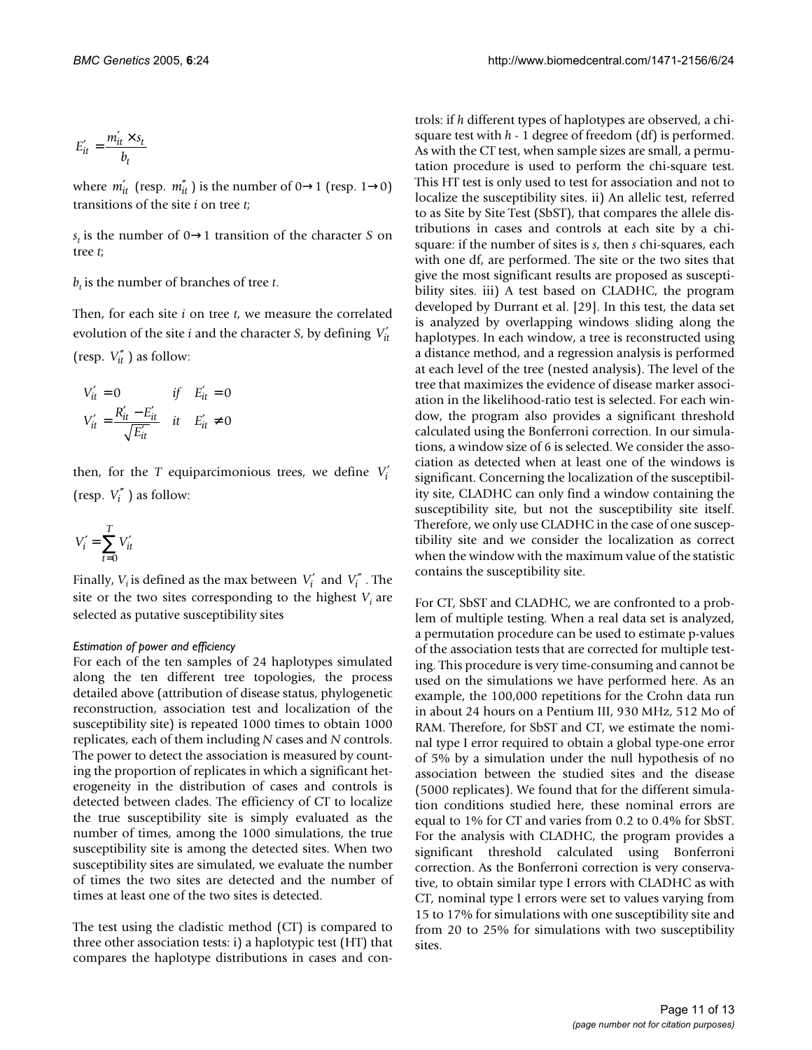$$E'_{it} = \frac{m'_{it} \times s_t}{b_t}$$

where $m'_{it}$ (resp. $m''_{it}$) is the number of 0→1 (resp. 1→0) transitions of the site $i$ on tree $t$;

$s_t$ is the number of 0→1 transition of the character $S$ on tree $t$;

$b_t$ is the number of branches of tree $t$.

Then, for each site $i$ on tree $t$, we measure the correlated evolution of the site $i$ and the character $S$, by defining $V'_{it}$ (resp. $V''_{it}$) as follow:

$$V'_{it} = 0 \quad \text{if} \quad E'_{it} = 0$$

$$V'_{it} = \frac{R'_{it} - E'_{it}}{\sqrt{E'_{it}}} \quad \text{it} \quad E'_{it} \neq 0$$

then, for the $T$ equiparcimonious trees, we define $V'_i$ (resp. $V''_i$) as follow:

$$V'_i = \sum_{t=0}^{T} V'_{it}$$

Finally, $V_i$ is defined as the max between $V'_i$ and $V''_i$. The site or the two sites corresponding to the highest $V_i$ are selected as putative susceptibility sites

#### *Estimation of power and efficiency*

For each of the ten samples of 24 haplotypes simulated along the ten different tree topologies, the process detailed above (attribution of disease status, phylogenetic reconstruction, association test and localization of the susceptibility site) is repeated 1000 times to obtain 1000 replicates, each of them including $N$ cases and $N$ controls. The power to detect the association is measured by counting the proportion of replicates in which a significant heterogeneity in the distribution of cases and controls is detected between clades. The efficiency of CT to localize the true susceptibility site is simply evaluated as the number of times, among the 1000 simulations, the true susceptibility site is among the detected sites. When two susceptibility sites are simulated, we evaluate the number of times the two sites are detected and the number of times at least one of the two sites is detected.

The test using the cladistic method (CT) is compared to three other association tests: i) a haplotypic test (HT) that compares the haplotype distributions in cases and controls: if $h$ different types of haplotypes are observed, a chi-square test with $h$ - 1 degree of freedom (df) is performed. As with the CT test, when sample sizes are small, a permutation procedure is used to perform the chi-square test. This HT test is only used to test for association and not to localize the susceptibility sites. ii) An allelic test, referred to as Site by Site Test (SbST), that compares the allele distributions in cases and controls at each site by a chi-square: if the number of sites is $s$, then $s$ chi-squares, each with one df, are performed. The site or the two sites that give the most significant results are proposed as susceptibility sites. iii) A test based on CLADHC, the program developed by Durrant et al. [29]. In this test, the data set is analyzed by overlapping windows sliding along the haplotypes. In each window, a tree is reconstructed using a distance method, and a regression analysis is performed at each level of the tree (nested analysis). The level of the tree that maximizes the evidence of disease marker association in the likelihood-ratio test is selected. For each window, the program also provides a significant threshold calculated using the Bonferroni correction. In our simulations, a window size of 6 is selected. We consider the association as detected when at least one of the windows is significant. Concerning the localization of the susceptibility site, CLADHC can only find a window containing the susceptibility site, but not the susceptibility site itself. Therefore, we only use CLADHC in the case of one susceptibility site and we consider the localization as correct when the window with the maximum value of the statistic contains the susceptibility site.

For CT, SbST and CLADHC, we are confronted to a problem of multiple testing. When a real data set is analyzed, a permutation procedure can be used to estimate p-values of the association tests that are corrected for multiple testing. This procedure is very time-consuming and cannot be used on the simulations we have performed here. As an example, the 100,000 repetitions for the Crohn data run in about 24 hours on a Pentium III, 930 MHz, 512 Mo of RAM. Therefore, for SbST and CT, we estimate the nominal type I error required to obtain a global type-one error of 5% by a simulation under the null hypothesis of no association between the studied sites and the disease (5000 replicates). We found that for the different simulation conditions studied here, these nominal errors are equal to 1% for CT and varies from 0.2 to 0.4% for SbST. For the analysis with CLADHC, the program provides a significant threshold calculated using Bonferroni correction. As the Bonferroni correction is very conservative, to obtain similar type I errors with CLADHC as with CT, nominal type I errors were set to values varying from 15 to 17% for simulations with one susceptibility site and from 20 to 25% for simulations with two susceptibility sites.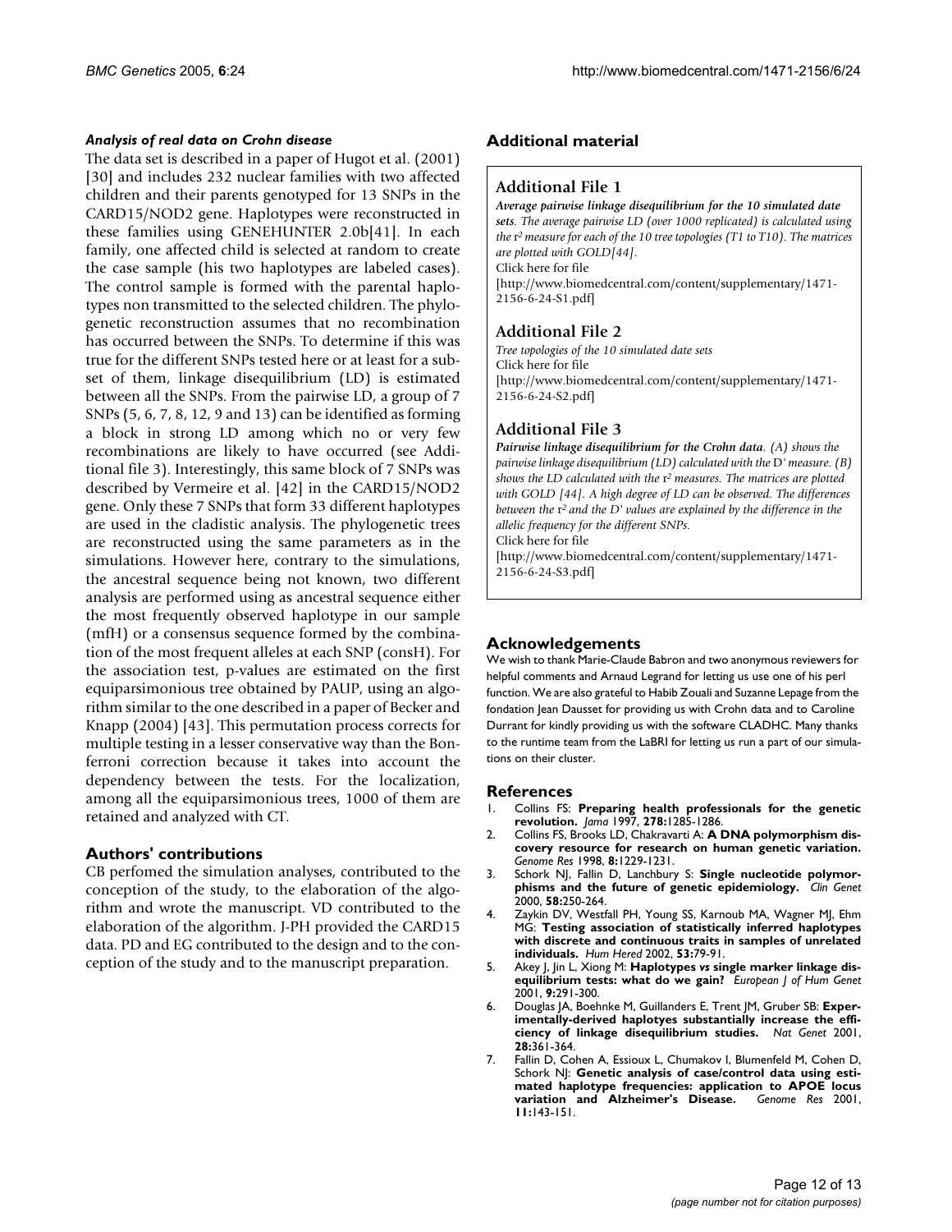### *Analysis of real data on Crohn disease*

The data set is described in a paper of Hugot et al. (2001) [30] and includes 232 nuclear families with two affected children and their parents genotyped for 13 SNPs in the CARD15/NOD2 gene. Haplotypes were reconstructed in these families using GENEHUNTER 2.0b[41]. In each family, one affected child is selected at random to create the case sample (his two haplotypes are labeled cases). The control sample is formed with the parental haplotypes non transmitted to the selected children. The phylogenetic reconstruction assumes that no recombination has occurred between the SNPs. To determine if this was true for the different SNPs tested here or at least for a subset of them, linkage disequilibrium (LD) is estimated between all the SNPs. From the pairwise LD, a group of 7 SNPs (5, 6, 7, 8, 12, 9 and 13) can be identified as forming a block in strong LD among which no or very few recombinations are likely to have occurred (see Additional file 3). Interestingly, this same block of 7 SNPs was described by Vermeire et al. [42] in the CARD15/NOD2 gene. Only these 7 SNPs that form 33 different haplotypes are used in the cladistic analysis. The phylogenetic trees are reconstructed using the same parameters as in the simulations. However here, contrary to the simulations, the ancestral sequence being not known, two different analysis are performed using as ancestral sequence either the most frequently observed haplotype in our sample (mfH) or a consensus sequence formed by the combination of the most frequent alleles at each SNP (consH). For the association test, p-values are estimated on the first equiparsimonious tree obtained by PAUP, using an algorithm similar to the one described in a paper of Becker and Knapp (2004) [43]. This permutation process corrects for multiple testing in a lesser conservative way than the Bonferroni correction because it takes into account the dependency between the tests. For the localization, among all the equiparsimonious trees, 1000 of them are retained and analyzed with CT.

## Authors' contributions

CB perfomed the simulation analyses, contributed to the conception of the study, to the elaboration of the algorithm and wrote the manuscript. VD contributed to the elaboration of the algorithm. J-PH provided the CARD15 data. PD and EG contributed to the design and to the conception of the study and to the manuscript preparation.

## Additional material

### Additional File 1

***Average pairwise linkage disequilibrium for the 10 simulated date sets**. The average pairwise LD (over 1000 replicated) is calculated using the $r^2$ measure for each of the 10 tree topologies (T1 to T10). The matrices are plotted with GOLD[44].*

Click here for file

[http://www.biomedcentral.com/content/supplementary/1471-2156-6-24-S1.pdf]

### Additional File 2

*Tree topologies of the 10 simulated date sets*

Click here for file

[http://www.biomedcentral.com/content/supplementary/1471-2156-6-24-S2.pdf]

### Additional File 3

***Pairwise linkage disequilibrium for the Crohn data**. (A) shows the pairwise linkage disequilibrium (LD) calculated with the D' measure. (B) shows the LD calculated with the $r^2$ measures. The matrices are plotted with GOLD [44]. A high degree of LD can be observed. The differences between the $r^2$ and the D' values are explained by the difference in the allelic frequency for the different SNPs.*

Click here for file

[http://www.biomedcentral.com/content/supplementary/1471-2156-6-24-S3.pdf]

## Acknowledgements

We wish to thank Marie-Claude Babron and two anonymous reviewers for helpful comments and Arnaud Legrand for letting us use one of his perl function. We are also grateful to Habib Zouali and Suzanne Lepage from the fondation Jean Dausset for providing us with Crohn data and to Caroline Durrant for kindly providing us with the software CLADHC. Many thanks to the runtime team from the LaBRI for letting us run a part of our simulations on their cluster.

## References

1. Collins FS: **Preparing health professionals for the genetic revolution.** *Jama* 1997, **278:**1285-1286.
2. Collins FS, Brooks LD, Chakravarti A: **A DNA polymorphism discovery resource for research on human genetic variation.** *Genome Res* 1998, **8:**1229-1231.
3. Schork NJ, Fallin D, Lanchbury S: **Single nucleotide polymorphisms and the future of genetic epidemiology.** *Clin Genet* 2000, **58:**250-264.
4. Zaykin DV, Westfall PH, Young SS, Karnoub MA, Wagner MJ, Ehm MG: **Testing association of statistically inferred haplotypes with discrete and continuous traits in samples of unrelated individuals.** *Hum Hered* 2002, **53:**79-91.
5. Akey J, Jin L, Xiong M: **Haplotypes *vs* single marker linkage disequilibrium tests: what do we gain?** *European J of Hum Genet* 2001, **9:**291-300.
6. Douglas JA, Boehnke M, Guillanders E, Trent JM, Gruber SB: **Experimentally-derived haplotyes substantially increase the efficiency of linkage disequilibrium studies.** *Nat Genet* 2001, **28:**361-364.
7. Fallin D, Cohen A, Essioux L, Chumakov I, Blumenfeld M, Cohen D, Schork NJ: **Genetic analysis of case/control data using estimated haplotype frequencies: application to APOE locus variation and Alzheimer's Disease.** *Genome Res* 2001, **11:**143-151.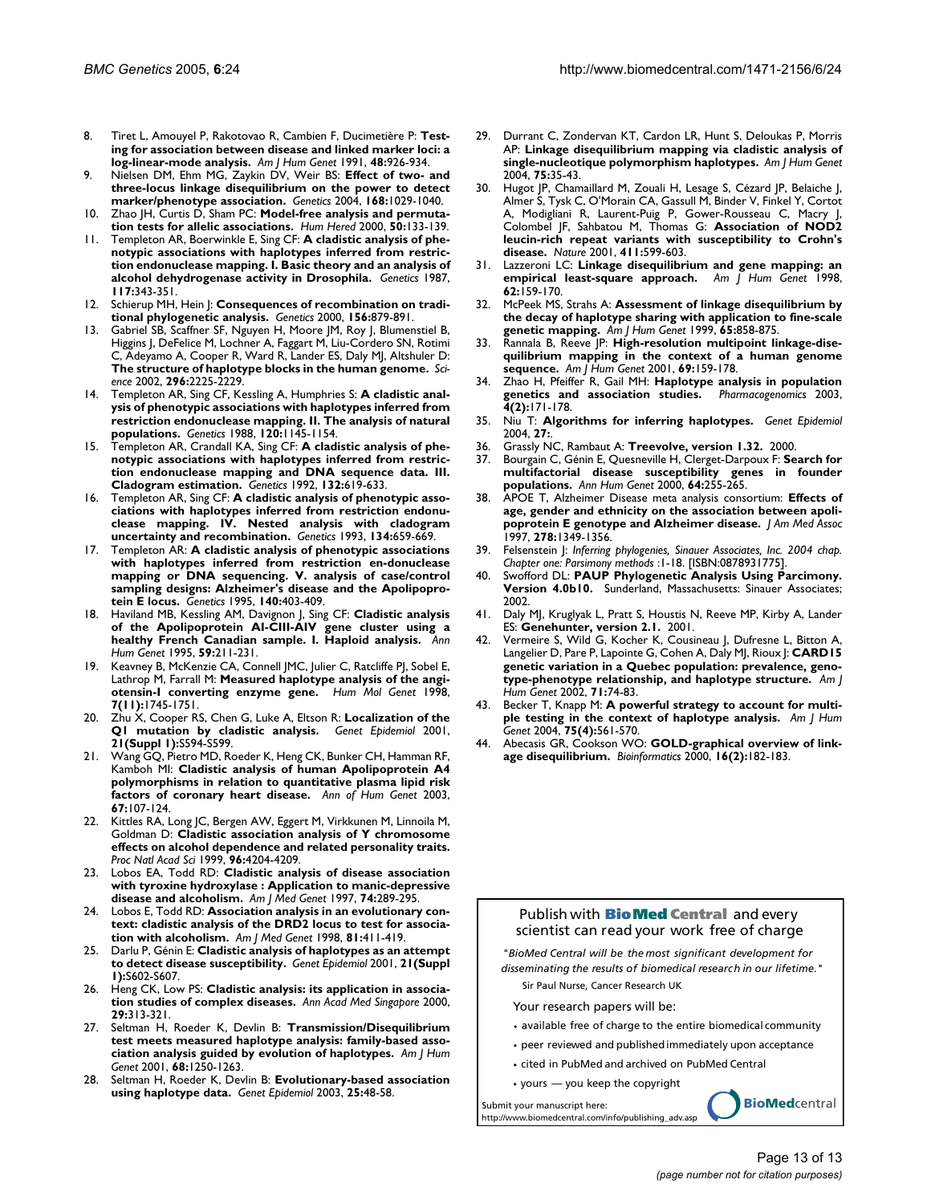8. Tiret L, Amouyel P, Rakotovao R, Cambien F, Ducimetière P: **Testing for association between disease and linked marker loci: a log-linear-mode analysis.** *Am J Hum Genet* 1991, **48:**926-934.
9. Nielsen DM, Ehm MG, Zaykin DV, Weir BS: **Effect of two- and three-locus linkage disequilibrium on the power to detect marker/phenotype association.** *Genetics* 2004, **168:**1029-1040.
10. Zhao JH, Curtis D, Sham PC: **Model-free analysis and permutation tests for allelic associations.** *Hum Hered* 2000, **50:**133-139.
11. Templeton AR, Boerwinkle E, Sing CF: **A cladistic analysis of phenotypic associations with haplotypes inferred from restriction endonuclease mapping. I. Basic theory and an analysis of alcohol dehydrogenase activity in Drosophila.** *Genetics* 1987, **117:**343-351.
12. Schierup MH, Hein J: **Consequences of recombination on traditional phylogenetic analysis.** *Genetics* 2000, **156:**879-891.
13. Gabriel SB, Scaffner SF, Nguyen H, Moore JM, Roy J, Blumenstiel B, Higgins J, DeFelice M, Lochner A, Faggart M, Liu-Cordero SN, Rotimi C, Adeyamo A, Cooper R, Ward R, Lander ES, Daly MJ, Altshuler D: **The structure of haplotype blocks in the human genome.** *Science* 2002, **296:**2225-2229.
14. Templeton AR, Sing CF, Kessling A, Humphries S: **A cladistic analysis of phenotypic associations with haplotypes inferred from restriction endonuclease mapping. II. The analysis of natural populations.** *Genetics* 1988, **120:**1145-1154.
15. Templeton AR, Crandall KA, Sing CF: **A cladistic analysis of phenotypic associations with haplotypes inferred from restriction endonuclease mapping and DNA sequence data. III. Cladogram estimation.** *Genetics* 1992, **132:**619-633.
16. Templeton AR, Sing CF: **A cladistic analysis of phenotypic associations with haplotypes inferred from restriction endonuclease mapping. IV. Nested analysis with cladogram uncertainty and recombination.** *Genetics* 1993, **134:**659-669.
17. Templeton AR: **A cladistic analysis of phenotypic associations with haplotypes inferred from restriction en-donuclease mapping or DNA sequencing. V. analysis of case/control sampling designs: Alzheimer's disease and the Apolipoprotein E locus.** *Genetics* 1995, **140:**403-409.
18. Haviland MB, Kessling AM, Davignon J, Sing CF: **Cladistic analysis of the Apolipoprotein AI-CIII-AIV gene cluster using a healthy French Canadian sample. I. Haploid analysis.** *Ann Hum Genet* 1995, **59:**211-231.
19. Keavney B, McKenzie CA, Connell JMC, Julier C, Ratcliffe PJ, Sobel E, Lathrop M, Farrall M: **Measured haplotype analysis of the angiotensin-I converting enzyme gene.** *Hum Mol Genet* 1998, **7(11):**1745-1751.
20. Zhu X, Cooper RS, Chen G, Luke A, Eltson R: **Localization of the Q1 mutation by cladistic analysis.** *Genet Epidemiol* 2001, **21(Suppl 1):**S594-S599.
21. Wang GQ, Pietro MD, Roeder K, Heng CK, Bunker CH, Hamman RF, Kamboh MI: **Cladistic analysis of human Apolipoprotein A4 polymorphisms in relation to quantitative plasma lipid risk factors of coronary heart disease.** *Ann of Hum Genet* 2003, **67:**107-124.
22. Kittles RA, Long JC, Bergen AW, Eggert M, Virkkunen M, Linnoila M, Goldman D: **Cladistic association analysis of Y chromosome effects on alcohol dependence and related personality traits.** *Proc Natl Acad Sci* 1999, **96:**4204-4209.
23. Lobos EA, Todd RD: **Cladistic analysis of disease association with tyroxine hydroxylase : Application to manic-depressive disease and alcoholism.** *Am J Med Genet* 1997, **74:**289-295.
24. Lobos E, Todd RD: **Association analysis in an evolutionary context: cladistic analysis of the DRD2 locus to test for association with alcoholism.** *Am J Med Genet* 1998, **81:**411-419.
25. Darlu P, Génin E: **Cladistic analysis of haplotypes as an attempt to detect disease susceptibility.** *Genet Epidemiol* 2001, **21(Suppl 1):**S602-S607.
26. Heng CK, Low PS: **Cladistic analysis: its application in association studies of complex diseases.** *Ann Acad Med Singapore* 2000, **29:**313-321.
27. Seltman H, Roeder K, Devlin B: **Transmission/Disequilibrium test meets measured haplotype analysis: family-based association analysis guided by evolution of haplotypes.** *Am J Hum Genet* 2001, **68:**1250-1263.
28. Seltman H, Roeder K, Devlin B: **Evolutionary-based association using haplotype data.** *Genet Epidemiol* 2003, **25:**48-58.
29. Durrant C, Zondervan KT, Cardon LR, Hunt S, Deloukas P, Morris AP: **Linkage disequilibrium mapping via cladistic analysis of single-nucleotique polymorphism haplotypes.** *Am J Hum Genet* 2004, **75:**35-43.
30. Hugot JP, Chamaillard M, Zouali H, Lesage S, Cézard JP, Belaiche J, Almer S, Tysk C, O'Morain CA, Gassull M, Binder V, Finkel Y, Cortot A, Modigliani R, Laurent-Puig P, Gower-Rousseau C, Macry J, Colombel JF, Sahbatou M, Thomas G: **Association of NOD2 leucin-rich repeat variants with susceptibility to Crohn's disease.** *Nature* 2001, **411:**599-603.
31. Lazzeroni LC: **Linkage disequilibrium and gene mapping: an empirical least-square approach.** *Am J Hum Genet* 1998, **62:**159-170.
32. McPeek MS, Strahs A: **Assessment of linkage disequilibrium by the decay of haplotype sharing with application to fine-scale genetic mapping.** *Am J Hum Genet* 1999, **65:**858-875.
33. Rannala B, Reeve JP: **High-resolution multipoint linkage-disequilibrium mapping in the context of a human genome sequence.** *Am J Hum Genet* 2001, **69:**159-178.
34. Zhao H, Pfeiffer R, Gail MH: **Haplotype analysis in population genetics and association studies.** *Pharmacogenomics* 2003, **4(2):**171-178.
35. Niu T: **Algorithms for inferring haplotypes.** *Genet Epidemiol* 2004, **27:**.
36. Grassly NC, Rambaut A: **Treevolve, version 1.32.** 2000.
37. Bourgain C, Génin E, Quesneville H, Clerget-Darpoux F: **Search for multifactorial disease susceptibility genes in founder populations.** *Ann Hum Genet* 2000, **64:**255-265.
38. APOE T, Alzheimer Disease meta analysis consortium: **Effects of age, gender and ethnicity on the association between apolipoprotein E genotype and Alzheimer disease.** *J Am Med Assoc* 1997, **278:**1349-1356.
39. Felsenstein J: *Inferring phylogenies, Sinauer Associates, Inc. 2004 chap. Chapter one: Parsimony methods* :1-18. [ISBN:0878931775].
40. Swofford DL: **PAUP Phylogenetic Analysis Using Parcimony. Version 4.0b10.** Sunderland, Massachusetts: Sinauer Associates; 2002.
41. Daly MJ, Kruglyak L, Pratt S, Houstis N, Reeve MP, Kirby A, Lander ES: **Genehunter, version 2.1.** 2001.
42. Vermeire S, Wild G, Kocher K, Cousineau J, Dufresne L, Bitton A, Langelier D, Pare P, Lapointe G, Cohen A, Daly MJ, Rioux J: **CARD15 genetic variation in a Quebec population: prevalence, genotype-phenotype relationship, and haplotype structure.** *Am J Hum Genet* 2002, **71:**74-83.
43. Becker T, Knapp M: **A powerful strategy to account for multiple testing in the context of haplotype analysis.** *Am J Hum Genet* 2004, **75(4):**561-570.
44. Abecasis GR, Cookson WO: **GOLD-graphical overview of linkage disequilibrium.** *Bioinformatics* 2000, **16(2):**182-183.